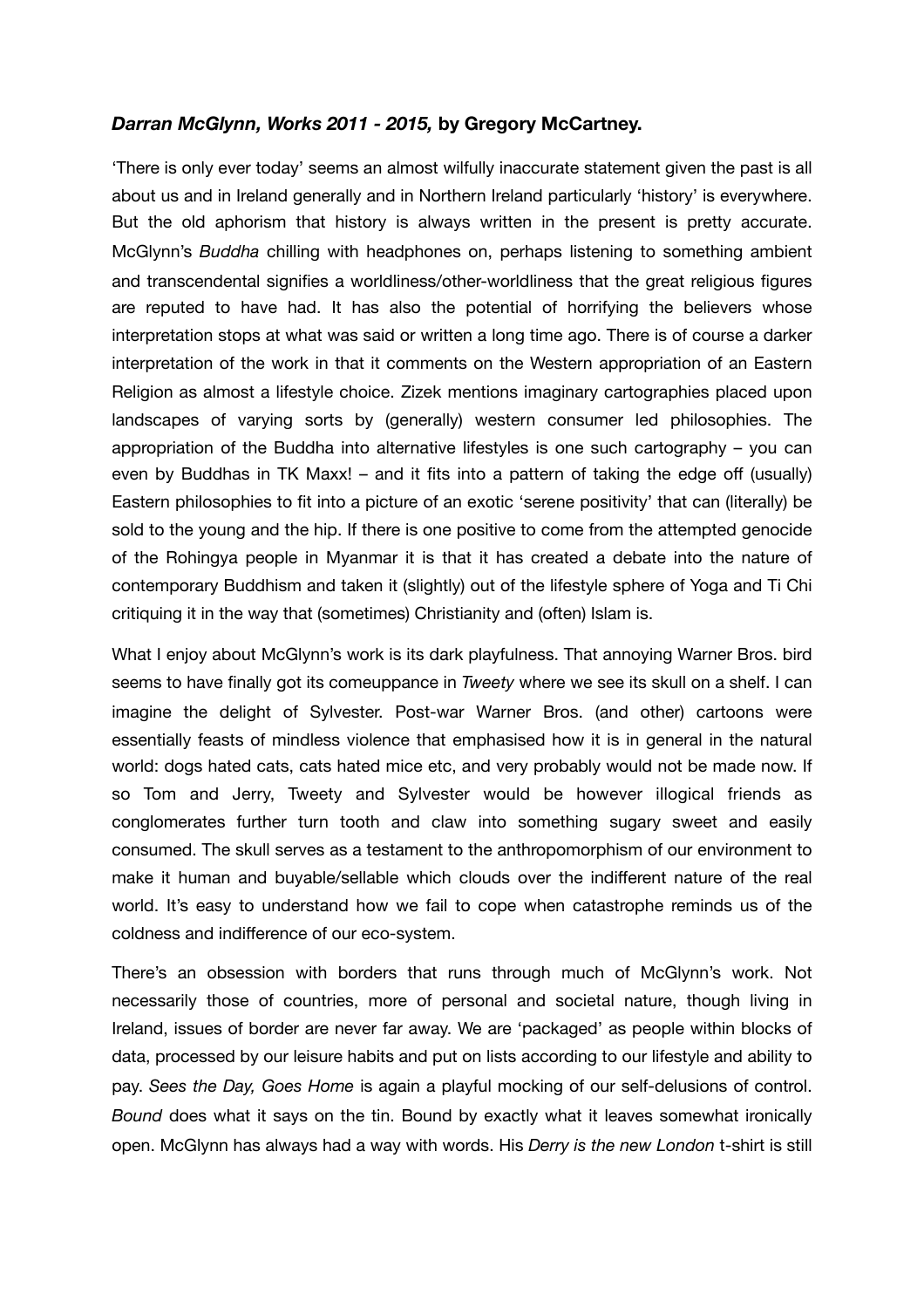***Darran McGlynn, Works 2011 - 2015,* by Gregory McCartney.**

'There is only ever today' seems an almost wilfully inaccurate statement given the past is all about us and in Ireland generally and in Northern Ireland particularly 'history' is everywhere. But the old aphorism that history is always written in the present is pretty accurate. McGlynn's *Buddha* chilling with headphones on, perhaps listening to something ambient and transcendental signifies a worldliness/other-worldliness that the great religious figures are reputed to have had. It has also the potential of horrifying the believers whose interpretation stops at what was said or written a long time ago. There is of course a darker interpretation of the work in that it comments on the Western appropriation of an Eastern Religion as almost a lifestyle choice. Zizek mentions imaginary cartographies placed upon landscapes of varying sorts by (generally) western consumer led philosophies. The appropriation of the Buddha into alternative lifestyles is one such cartography – you can even by Buddhas in TK Maxx! – and it fits into a pattern of taking the edge off (usually) Eastern philosophies to fit into a picture of an exotic 'serene positivity' that can (literally) be sold to the young and the hip. If there is one positive to come from the attempted genocide of the Rohingya people in Myanmar it is that it has created a debate into the nature of contemporary Buddhism and taken it (slightly) out of the lifestyle sphere of Yoga and Ti Chi critiquing it in the way that (sometimes) Christianity and (often) Islam is.

What I enjoy about McGlynn's work is its dark playfulness. That annoying Warner Bros. bird seems to have finally got its comeuppance in *Tweety* where we see its skull on a shelf. I can imagine the delight of Sylvester. Post-war Warner Bros. (and other) cartoons were essentially feasts of mindless violence that emphasised how it is in general in the natural world: dogs hated cats, cats hated mice etc, and very probably would not be made now. If so Tom and Jerry, Tweety and Sylvester would be however illogical friends as conglomerates further turn tooth and claw into something sugary sweet and easily consumed. The skull serves as a testament to the anthropomorphism of our environment to make it human and buyable/sellable which clouds over the indifferent nature of the real world. It's easy to understand how we fail to cope when catastrophe reminds us of the coldness and indifference of our eco-system.

There's an obsession with borders that runs through much of McGlynn's work. Not necessarily those of countries, more of personal and societal nature, though living in Ireland, issues of border are never far away. We are 'packaged' as people within blocks of data, processed by our leisure habits and put on lists according to our lifestyle and ability to pay. *Sees the Day, Goes Home* is again a playful mocking of our self-delusions of control. *Bound* does what it says on the tin. Bound by exactly what it leaves somewhat ironically open. McGlynn has always had a way with words. His *Derry is the new London* t-shirt is still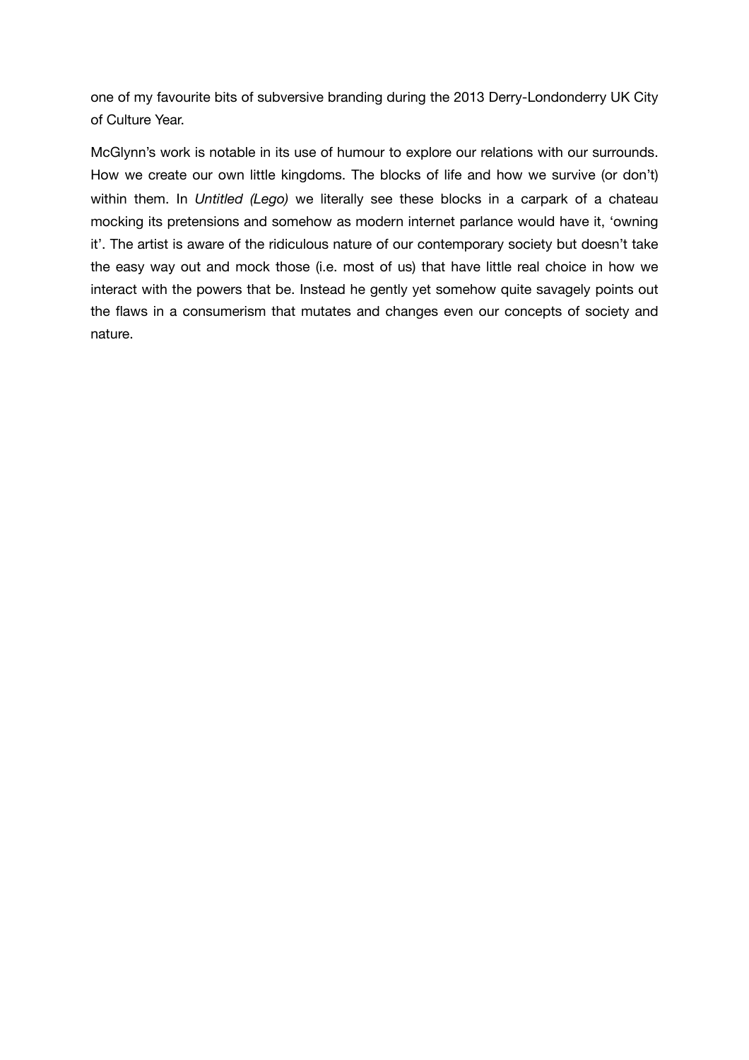one of my favourite bits of subversive branding during the 2013 Derry-Londonderry UK City of Culture Year.

McGlynn's work is notable in its use of humour to explore our relations with our surrounds. How we create our own little kingdoms. The blocks of life and how we survive (or don't) within them. In *Untitled (Lego)* we literally see these blocks in a carpark of a chateau mocking its pretensions and somehow as modern internet parlance would have it, 'owning it'. The artist is aware of the ridiculous nature of our contemporary society but doesn't take the easy way out and mock those (i.e. most of us) that have little real choice in how we interact with the powers that be. Instead he gently yet somehow quite savagely points out the flaws in a consumerism that mutates and changes even our concepts of society and nature.